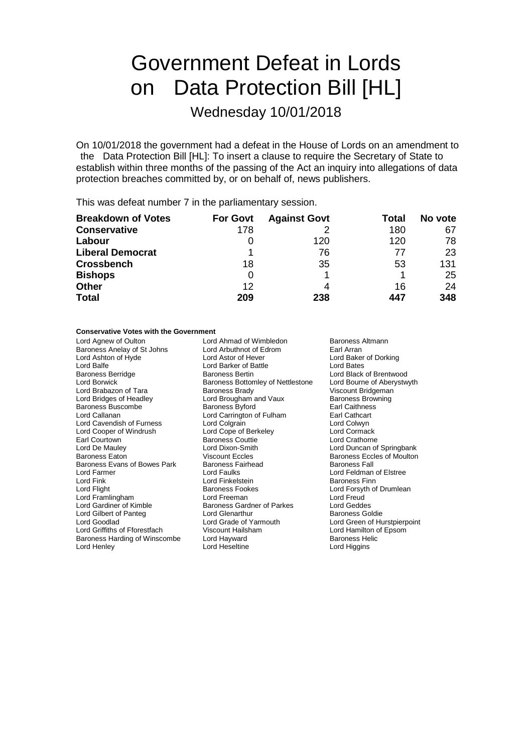# Government Defeat in Lords on Data Protection Bill [HL]

Wednesday 10/01/2018

On 10/01/2018 the government had a defeat in the House of Lords on an amendment to the Data Protection Bill [HL]: To insert a clause to require the Secretary of State to establish within three months of the passing of the Act an inquiry into allegations of data protection breaches committed by, or on behalf of, news publishers.

This was defeat number 7 in the parliamentary session.

| Breakdown of Votes | For Govt | Against Govt | Total | No vote |
|---|---|---|---|---|
| **Conservative** | 178 | 2 | 180 | 67 |
| **Labour** | 0 | 120 | 120 | 78 |
| **Liberal Democrat** | 1 | 76 | 77 | 23 |
| **Crossbench** | 18 | 35 | 53 | 131 |
| **Bishops** | 0 | 1 | 1 | 25 |
| **Other** | 12 | 4 | 16 | 24 |
| **Total** | **209** | **238** | **447** | **348** |

**Conservative Votes with the Government**

Lord Agnew of Oulton
Lord Ahmad of Wimbledon
Baroness Altmann
Baroness Anelay of St Johns
Lord Arbuthnot of Edrom
Earl Arran
Lord Ashton of Hyde
Lord Astor of Hever
Lord Baker of Dorking
Lord Balfe
Lord Barker of Battle
Lord Bates
Baroness Berridge
Baroness Bertin
Lord Black of Brentwood
Lord Borwick
Baroness Bottomley of Nettlestone
Lord Bourne of Aberystwyth
Lord Brabazon of Tara
Baroness Brady
Viscount Bridgeman
Lord Bridges of Headley
Lord Brougham and Vaux
Baroness Browning
Baroness Buscombe
Baroness Byford
Earl Caithness
Lord Callanan
Lord Carrington of Fulham
Earl Cathcart
Lord Cavendish of Furness
Lord Colgrain
Lord Colwyn
Lord Cooper of Windrush
Lord Cope of Berkeley
Lord Cormack
Earl Courtown
Baroness Couttie
Lord Crathorne
Lord De Mauley
Lord Dixon-Smith
Lord Duncan of Springbank
Baroness Eaton
Viscount Eccles
Baroness Eccles of Moulton
Baroness Evans of Bowes Park
Baroness Fairhead
Baroness Fall
Lord Farmer
Lord Faulks
Lord Feldman of Elstree
Lord Fink
Lord Finkelstein
Baroness Finn
Lord Flight
Baroness Fookes
Lord Forsyth of Drumlean
Lord Framlingham
Lord Freeman
Lord Freud
Lord Gardiner of Kimble
Baroness Gardner of Parkes
Lord Geddes
Lord Gilbert of Panteg
Lord Glenarthur
Baroness Goldie
Lord Goodlad
Lord Grade of Yarmouth
Lord Green of Hurstpierpoint
Lord Griffiths of Fforestfach
Viscount Hailsham
Lord Hamilton of Epsom
Baroness Harding of Winscombe
Lord Hayward
Baroness Helic
Lord Henley
Lord Heseltine
Lord Higgins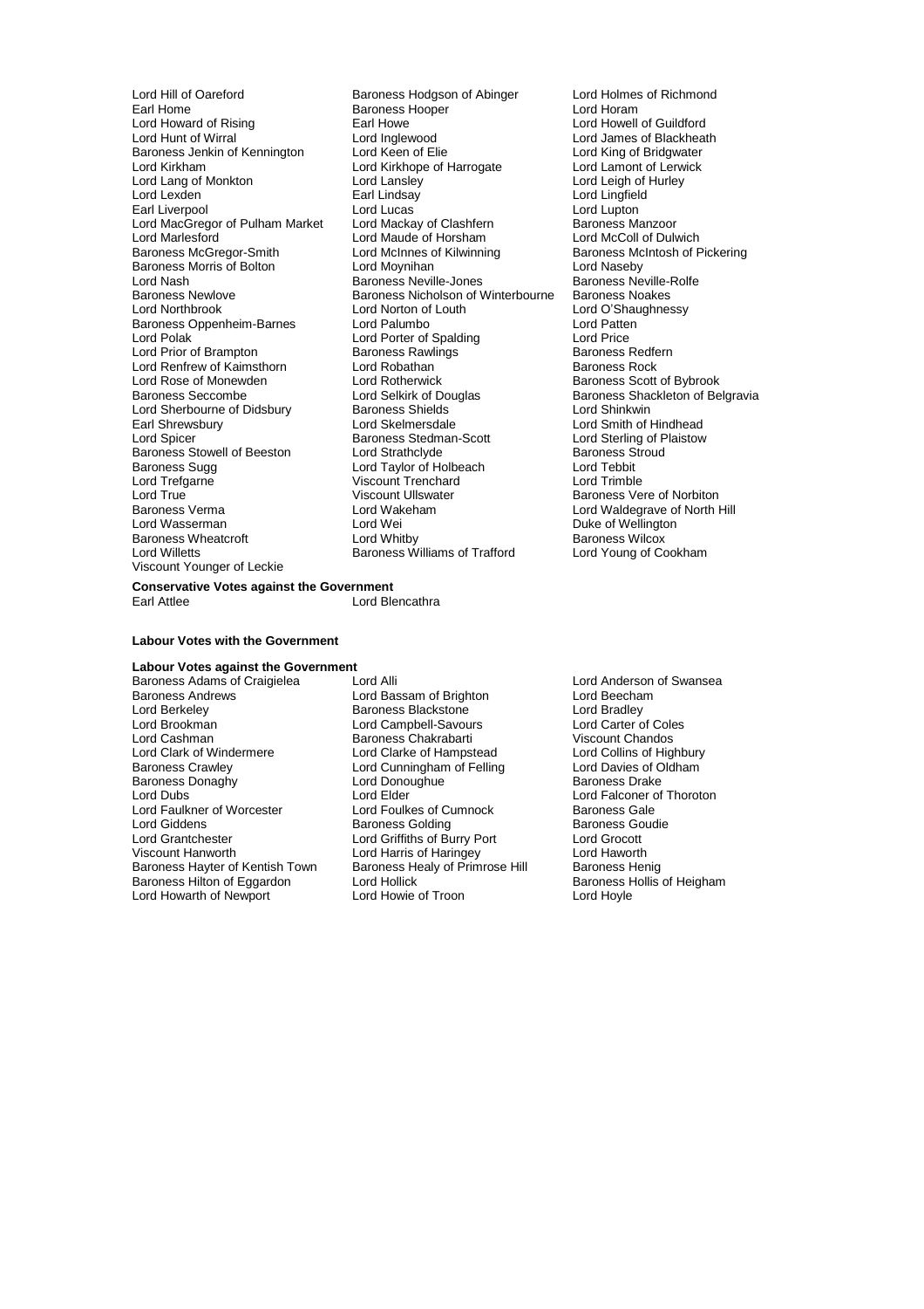Lord Hill of Oareford
Earl Home
Lord Howard of Rising
Lord Hunt of Wirral
Baroness Jenkin of Kennington
Lord Kirkham
Lord Lang of Monkton
Lord Lexden
Earl Liverpool
Lord MacGregor of Pulham Market
Lord Marlesford
Baroness McGregor-Smith
Baroness Morris of Bolton
Lord Nash
Baroness Newlove
Lord Northbrook
Baroness Oppenheim-Barnes
Lord Polak
Lord Prior of Brampton
Lord Renfrew of Kaimsthorn
Lord Rose of Monewden
Baroness Seccombe
Lord Sherbourne of Didsbury
Earl Shrewsbury
Lord Spicer
Baroness Stowell of Beeston
Baroness Sugg
Lord Trefgarne
Lord True
Baroness Verma
Lord Wasserman
Baroness Wheatcroft
Lord Willetts
Viscount Younger of Leckie
Baroness Hodgson of Abinger
Baroness Hooper
Earl Howe
Lord Inglewood
Lord Keen of Elie
Lord Kirkhope of Harrogate
Lord Lansley
Earl Lindsay
Lord Lucas
Lord Mackay of Clashfern
Lord Maude of Horsham
Lord McInnes of Kilwinning
Lord Moynihan
Baroness Neville-Jones
Baroness Nicholson of Winterbourne
Lord Norton of Louth
Lord Palumbo
Lord Porter of Spalding
Baroness Rawlings
Lord Robathan
Lord Rotherwick
Lord Selkirk of Douglas
Baroness Shields
Lord Skelmersdale
Baroness Stedman-Scott
Lord Strathclyde
Lord Taylor of Holbeach
Viscount Trenchard
Viscount Ullswater
Lord Wakeham
Lord Wei
Lord Whitby
Baroness Williams of Trafford
Lord Holmes of Richmond
Lord Horam
Lord Howell of Guildford
Lord James of Blackheath
Lord King of Bridgwater
Lord Lamont of Lerwick
Lord Leigh of Hurley
Lord Lingfield
Lord Lupton
Baroness Manzoor
Lord McColl of Dulwich
Baroness McIntosh of Pickering
Lord Naseby
Baroness Neville-Rolfe
Baroness Noakes
Lord O'Shaughnessy
Lord Patten
Lord Price
Baroness Redfern
Baroness Rock
Baroness Scott of Bybrook
Baroness Shackleton of Belgravia
Lord Shinkwin
Lord Smith of Hindhead
Lord Sterling of Plaistow
Baroness Stroud
Lord Tebbit
Lord Trimble
Baroness Vere of Norbiton
Lord Waldegrave of North Hill
Duke of Wellington
Baroness Wilcox
Lord Young of Cookham

**Conservative Votes against the Government**

Earl Attlee
Lord Blencathra

**Labour Votes with the Government**

**Labour Votes against the Government**

Baroness Adams of Craigielea
Baroness Andrews
Lord Berkeley
Lord Brookman
Lord Cashman
Lord Clark of Windermere
Baroness Crawley
Baroness Donaghy
Lord Dubs
Lord Faulkner of Worcester
Lord Giddens
Lord Grantchester
Viscount Hanworth
Baroness Hayter of Kentish Town
Baroness Hilton of Eggardon
Lord Howarth of Newport
Lord Alli
Lord Bassam of Brighton
Baroness Blackstone
Lord Campbell-Savours
Baroness Chakrabarti
Lord Clarke of Hampstead
Lord Cunningham of Felling
Lord Donoughue
Lord Elder
Lord Foulkes of Cumnock
Baroness Golding
Lord Griffiths of Burry Port
Lord Harris of Haringey
Baroness Healy of Primrose Hill
Lord Hollick
Lord Howie of Troon
Lord Anderson of Swansea
Lord Beecham
Lord Bradley
Lord Carter of Coles
Viscount Chandos
Lord Collins of Highbury
Lord Davies of Oldham
Baroness Drake
Lord Falconer of Thoroton
Baroness Gale
Baroness Goudie
Lord Grocott
Lord Haworth
Baroness Henig
Baroness Hollis of Heigham
Lord Hoyle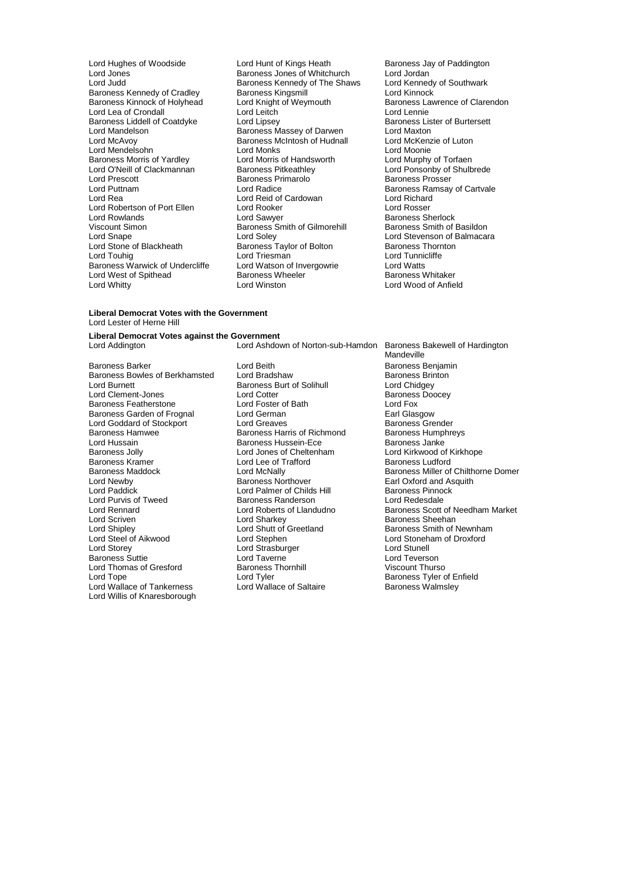Lord Hughes of Woodside
Lord Hunt of Kings Heath
Baroness Jay of Paddington
Lord Jones
Baroness Jones of Whitchurch
Lord Jordan
Lord Judd
Baroness Kennedy of The Shaws
Lord Kennedy of Southwark
Baroness Kennedy of Cradley
Baroness Kingsmill
Lord Kinnock
Baroness Kinnock of Holyhead
Lord Knight of Weymouth
Baroness Lawrence of Clarendon
Lord Lea of Crondall
Lord Leitch
Lord Lennie
Baroness Liddell of Coatdyke
Lord Lipsey
Baroness Lister of Burtersett
Lord Mandelson
Baroness Massey of Darwen
Lord Maxton
Lord McAvoy
Baroness McIntosh of Hudnall
Lord McKenzie of Luton
Lord Mendelsohn
Lord Monks
Lord Moonie
Baroness Morris of Yardley
Lord Morris of Handsworth
Lord Murphy of Torfaen
Lord O'Neill of Clackmannan
Baroness Pitkeathley
Lord Ponsonby of Shulbrede
Lord Prescott
Baroness Primarolo
Baroness Prosser
Lord Puttnam
Lord Radice
Baroness Ramsay of Cartvale
Lord Rea
Lord Reid of Cardowan
Lord Richard
Lord Robertson of Port Ellen
Lord Rooker
Lord Rosser
Lord Rowlands
Lord Sawyer
Baroness Sherlock
Viscount Simon
Baroness Smith of Gilmorehill
Baroness Smith of Basildon
Lord Snape
Lord Soley
Lord Stevenson of Balmacara
Lord Stone of Blackheath
Baroness Taylor of Bolton
Baroness Thornton
Lord Touhig
Lord Triesman
Lord Tunnicliffe
Baroness Warwick of Undercliffe
Lord Watson of Invergowrie
Lord Watts
Lord West of Spithead
Baroness Wheeler
Baroness Whitaker
Lord Whitty
Lord Winston
Lord Wood of Anfield

**Liberal Democrat Votes with the Government**

Lord Lester of Herne Hill

**Liberal Democrat Votes against the Government**

Lord Addington
Lord Ashdown of Norton-sub-Hamdon
Baroness Bakewell of Hardington Mandeville
Baroness Barker
Lord Beith
Baroness Benjamin
Baroness Bowles of Berkhamsted
Lord Bradshaw
Baroness Brinton
Lord Burnett
Baroness Burt of Solihull
Lord Chidgey
Lord Clement-Jones
Lord Cotter
Baroness Doocey
Baroness Featherstone
Lord Foster of Bath
Lord Fox
Baroness Garden of Frognal
Lord German
Earl Glasgow
Lord Goddard of Stockport
Lord Greaves
Baroness Grender
Baroness Hamwee
Baroness Harris of Richmond
Baroness Humphreys
Lord Hussain
Baroness Hussein-Ece
Baroness Janke
Baroness Jolly
Lord Jones of Cheltenham
Lord Kirkwood of Kirkhope
Baroness Kramer
Lord Lee of Trafford
Baroness Ludford
Baroness Maddock
Lord McNally
Baroness Miller of Chilthorne Domer
Lord Newby
Baroness Northover
Earl Oxford and Asquith
Lord Paddick
Lord Palmer of Childs Hill
Baroness Pinnock
Lord Purvis of Tweed
Baroness Randerson
Lord Redesdale
Lord Rennard
Lord Roberts of Llandudno
Baroness Scott of Needham Market
Lord Scriven
Lord Sharkey
Baroness Sheehan
Lord Shipley
Lord Shutt of Greetland
Baroness Smith of Newnham
Lord Steel of Aikwood
Lord Stephen
Lord Stoneham of Droxford
Lord Storey
Lord Strasburger
Lord Stunell
Baroness Suttie
Lord Taverne
Lord Teverson
Lord Thomas of Gresford
Baroness Thornhill
Viscount Thurso
Lord Tope
Lord Tyler
Baroness Tyler of Enfield
Lord Wallace of Tankerness
Lord Wallace of Saltaire
Baroness Walmsley
Lord Willis of Knaresborough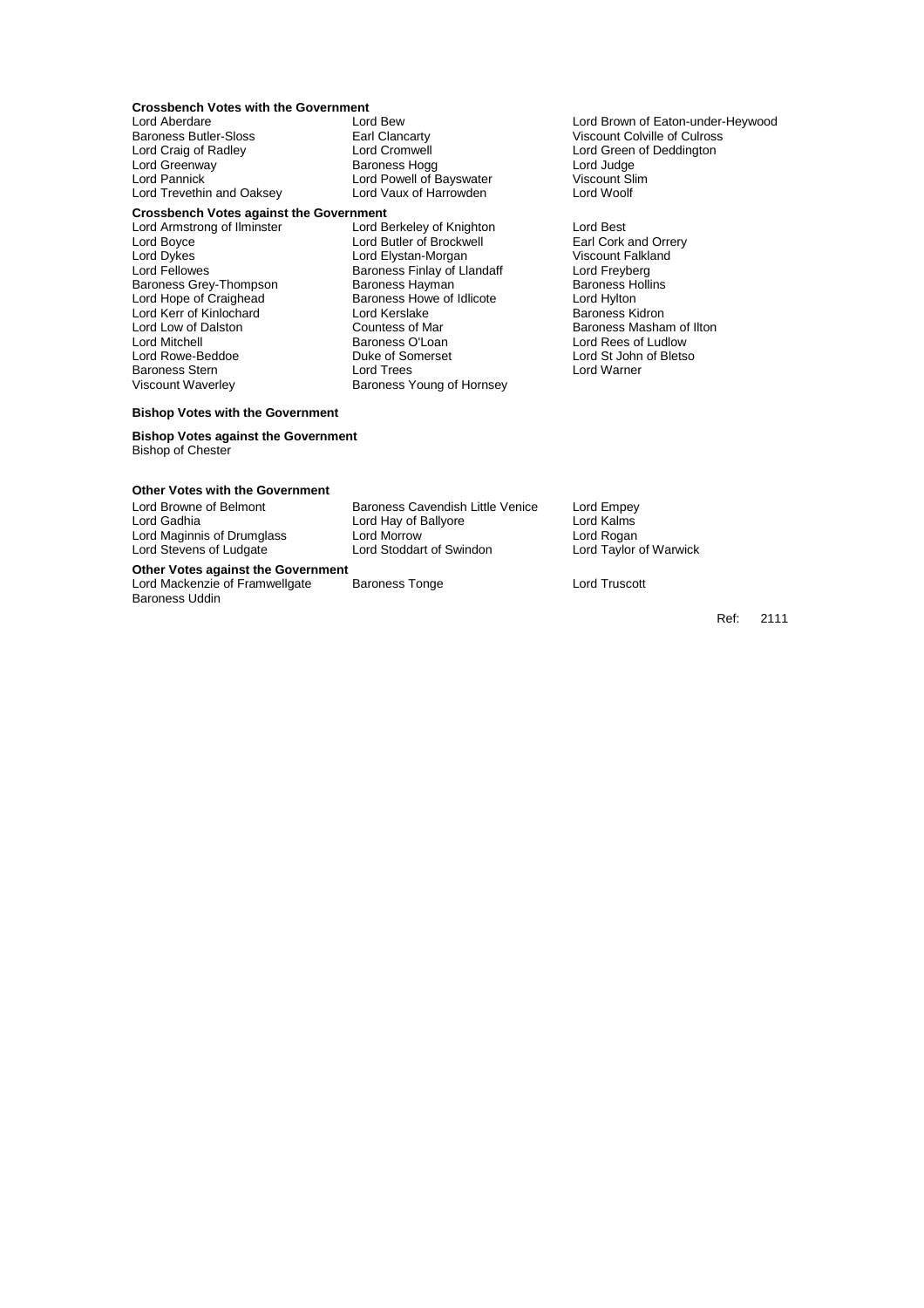**Crossbench Votes with the Government**

Lord Aberdare
Lord Bew
Lord Brown of Eaton-under-Heywood
Baroness Butler-Sloss
Earl Clancarty
Viscount Colville of Culross
Lord Craig of Radley
Lord Cromwell
Lord Green of Deddington
Lord Greenway
Baroness Hogg
Lord Judge
Lord Pannick
Lord Powell of Bayswater
Viscount Slim
Lord Trevethin and Oaksey
Lord Vaux of Harrowden
Lord Woolf

**Crossbench Votes against the Government**

Lord Armstrong of Ilminster
Lord Berkeley of Knighton
Lord Best
Lord Boyce
Lord Butler of Brockwell
Earl Cork and Orrery
Lord Dykes
Lord Elystan-Morgan
Viscount Falkland
Lord Fellowes
Baroness Finlay of Llandaff
Lord Freyberg
Baroness Grey-Thompson
Baroness Hayman
Baroness Hollins
Lord Hope of Craighead
Baroness Howe of Idlicote
Lord Hylton
Lord Kerr of Kinlochard
Lord Kerslake
Baroness Kidron
Lord Low of Dalston
Countess of Mar
Baroness Masham of Ilton
Lord Mitchell
Baroness O'Loan
Lord Rees of Ludlow
Lord Rowe-Beddoe
Duke of Somerset
Lord St John of Bletso
Baroness Stern
Lord Trees
Lord Warner
Viscount Waverley
Baroness Young of Hornsey

**Bishop Votes with the Government**

**Bishop Votes against the Government**

Bishop of Chester

**Other Votes with the Government**

Lord Browne of Belmont
Baroness Cavendish Little Venice
Lord Empey
Lord Gadhia
Lord Hay of Ballyore
Lord Kalms
Lord Maginnis of Drumglass
Lord Morrow
Lord Rogan
Lord Stevens of Ludgate
Lord Stoddart of Swindon
Lord Taylor of Warwick

**Other Votes against the Government**

Lord Mackenzie of Framwellgate
Baroness Tonge
Lord Truscott
Baroness Uddin

Ref: 2111